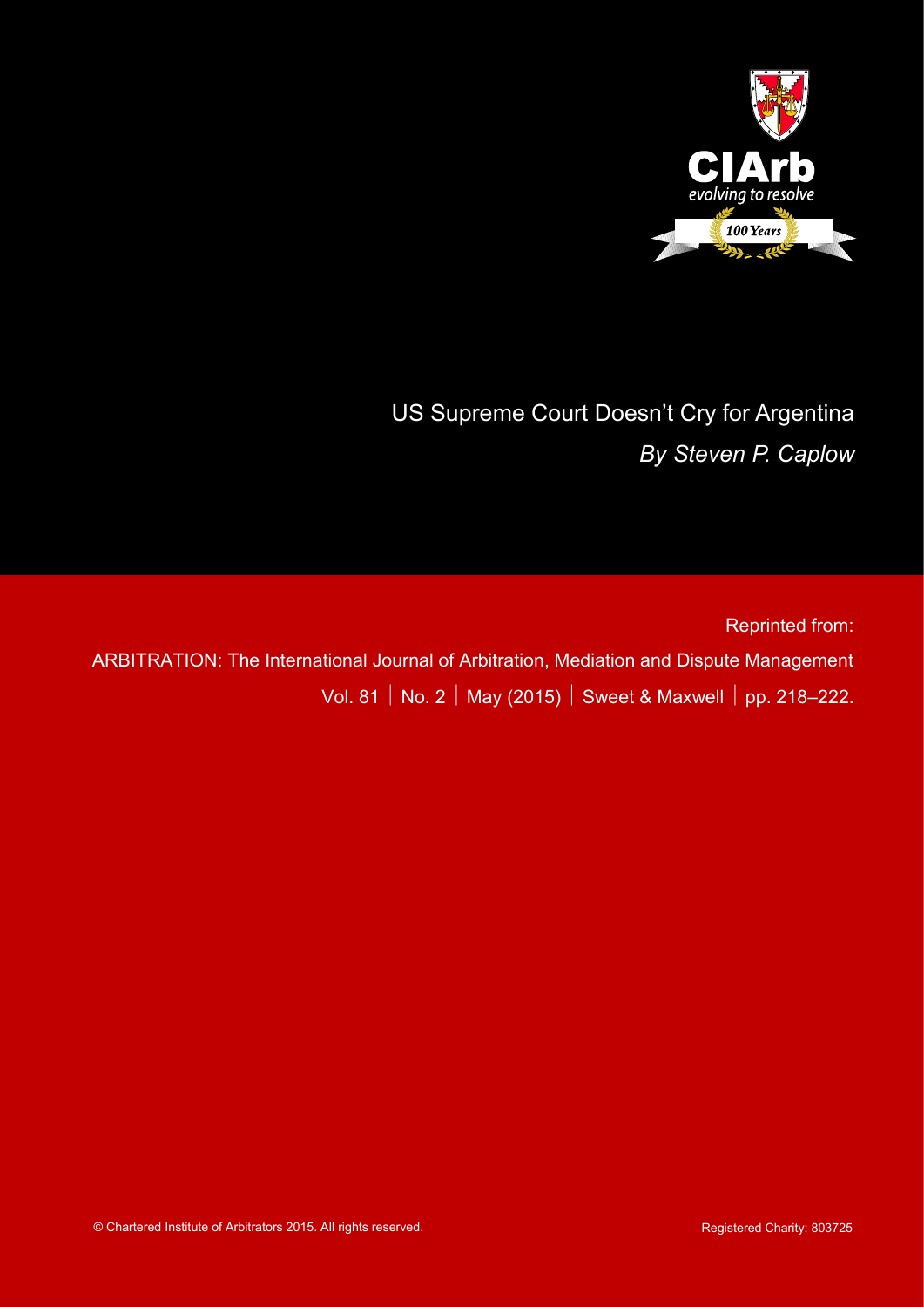CIArb

*evolving to resolve*

*100 Years*

# US Supreme Court Doesn't Cry for Argentina

*By Steven P. Caplow*

Reprinted from:

ARBITRATION: The International Journal of Arbitration, Mediation and Dispute Management

Vol. 81 | No. 2 | May (2015) | Sweet & Maxwell | pp. 218–222.

© Chartered Institute of Arbitrators 2015. All rights reserved.

Registered Charity: 803725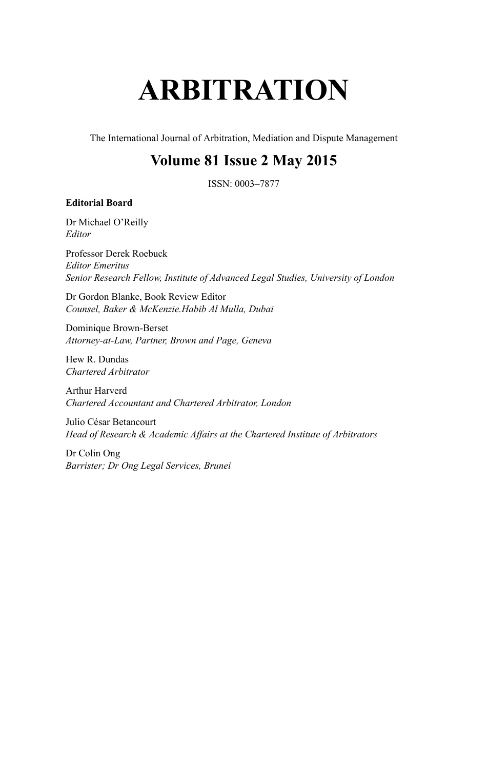# ARBITRATION

The International Journal of Arbitration, Mediation and Dispute Management

## Volume 81 Issue 2 May 2015

ISSN: 0003–7877

**Editorial Board**

Dr Michael O'Reilly
*Editor*

Professor Derek Roebuck
*Editor Emeritus*
*Senior Research Fellow, Institute of Advanced Legal Studies, University of London*

Dr Gordon Blanke, Book Review Editor
*Counsel, Baker & McKenzie.Habib Al Mulla, Dubai*

Dominique Brown-Berset
*Attorney-at-Law, Partner, Brown and Page, Geneva*

Hew R. Dundas
*Chartered Arbitrator*

Arthur Harverd
*Chartered Accountant and Chartered Arbitrator, London*

Julio César Betancourt
*Head of Research & Academic Affairs at the Chartered Institute of Arbitrators*

Dr Colin Ong
*Barrister; Dr Ong Legal Services, Brunei*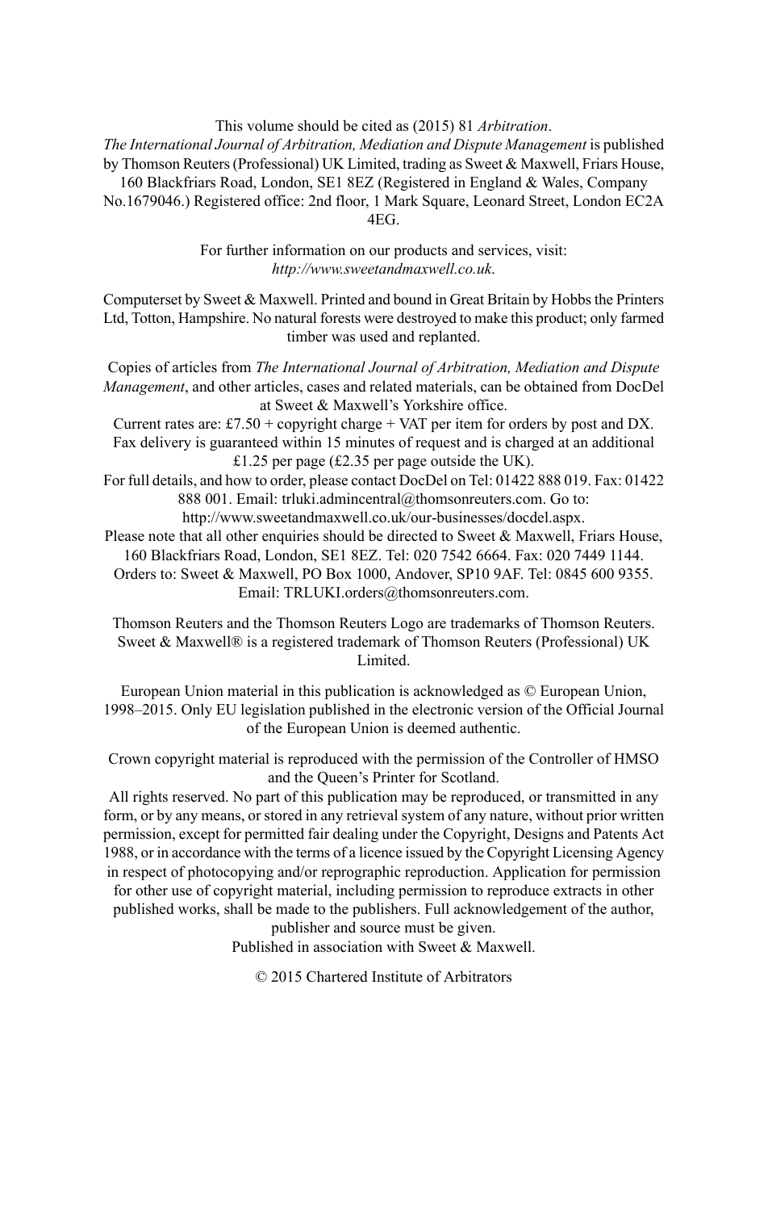This volume should be cited as (2015) 81 *Arbitration*.
*The International Journal of Arbitration, Mediation and Dispute Management* is published by Thomson Reuters (Professional) UK Limited, trading as Sweet & Maxwell, Friars House, 160 Blackfriars Road, London, SE1 8EZ (Registered in England & Wales, Company No.1679046.) Registered office: 2nd floor, 1 Mark Square, Leonard Street, London EC2A 4EG.

For further information on our products and services, visit:
*http://www.sweetandmaxwell.co.uk*.

Computerset by Sweet & Maxwell. Printed and bound in Great Britain by Hobbs the Printers Ltd, Totton, Hampshire. No natural forests were destroyed to make this product; only farmed timber was used and replanted.

Copies of articles from *The International Journal of Arbitration, Mediation and Dispute Management*, and other articles, cases and related materials, can be obtained from DocDel at Sweet & Maxwell's Yorkshire office.
Current rates are: £7.50 + copyright charge + VAT per item for orders by post and DX.
Fax delivery is guaranteed within 15 minutes of request and is charged at an additional £1.25 per page (£2.35 per page outside the UK).
For full details, and how to order, please contact DocDel on Tel: 01422 888 019. Fax: 01422 888 001. Email: trluki.admincentral@thomsonreuters.com. Go to: http://www.sweetandmaxwell.co.uk/our-businesses/docdel.aspx.
Please note that all other enquiries should be directed to Sweet & Maxwell, Friars House, 160 Blackfriars Road, London, SE1 8EZ. Tel: 020 7542 6664. Fax: 020 7449 1144.
Orders to: Sweet & Maxwell, PO Box 1000, Andover, SP10 9AF. Tel: 0845 600 9355.
Email: TRLUKI.orders@thomsonreuters.com.

Thomson Reuters and the Thomson Reuters Logo are trademarks of Thomson Reuters.
Sweet & Maxwell® is a registered trademark of Thomson Reuters (Professional) UK Limited.

European Union material in this publication is acknowledged as © European Union, 1998–2015. Only EU legislation published in the electronic version of the Official Journal of the European Union is deemed authentic.

Crown copyright material is reproduced with the permission of the Controller of HMSO and the Queen's Printer for Scotland.
All rights reserved. No part of this publication may be reproduced, or transmitted in any form, or by any means, or stored in any retrieval system of any nature, without prior written permission, except for permitted fair dealing under the Copyright, Designs and Patents Act 1988, or in accordance with the terms of a licence issued by the Copyright Licensing Agency in respect of photocopying and/or reprographic reproduction. Application for permission for other use of copyright material, including permission to reproduce extracts in other published works, shall be made to the publishers. Full acknowledgement of the author, publisher and source must be given.
Published in association with Sweet & Maxwell.

© 2015 Chartered Institute of Arbitrators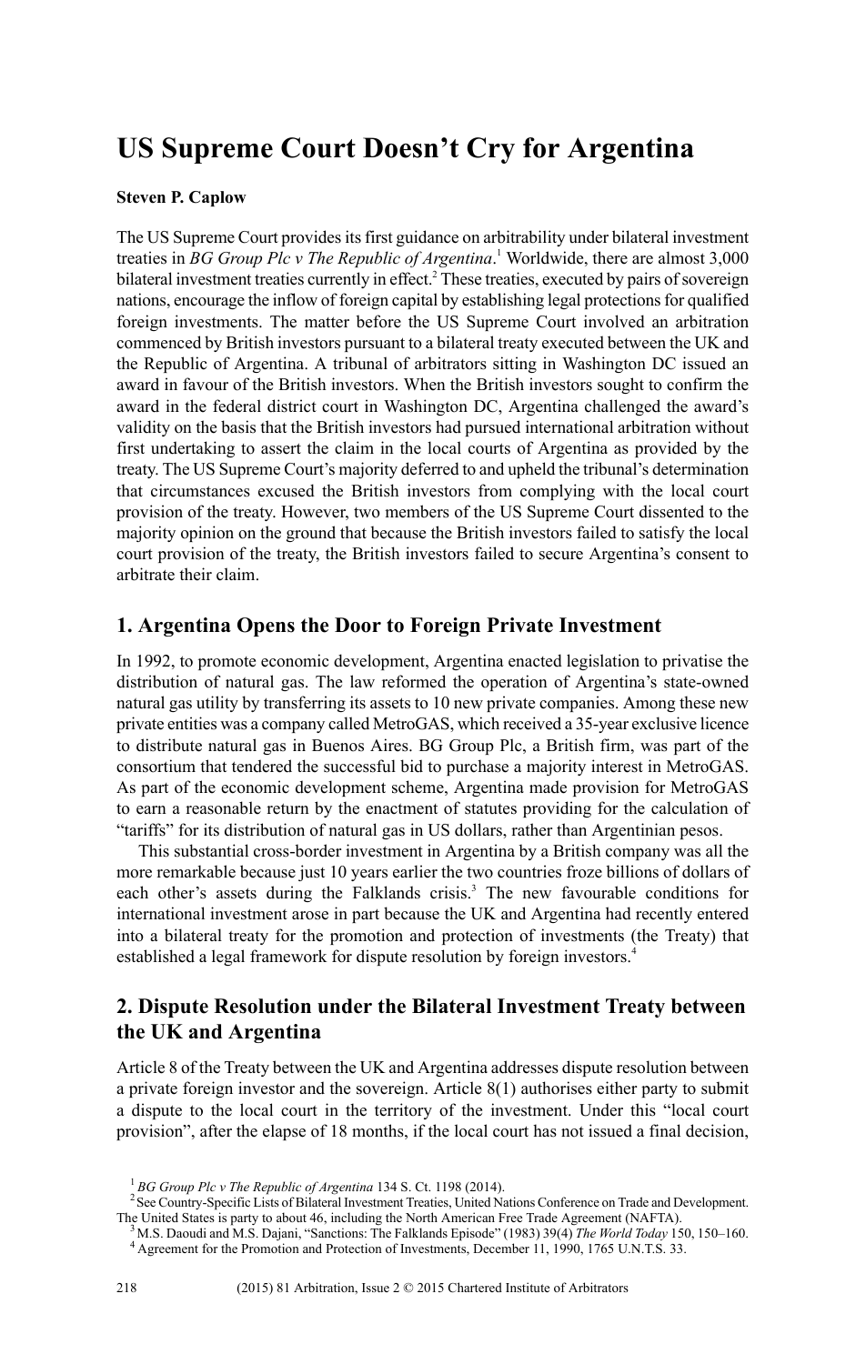# US Supreme Court Doesn't Cry for Argentina

**Steven P. Caplow**

The US Supreme Court provides its first guidance on arbitrability under bilateral investment treaties in *BG Group Plc v The Republic of Argentina*.[1] Worldwide, there are almost 3,000 bilateral investment treaties currently in effect.[2] These treaties, executed by pairs of sovereign nations, encourage the inflow of foreign capital by establishing legal protections for qualified foreign investments. The matter before the US Supreme Court involved an arbitration commenced by British investors pursuant to a bilateral treaty executed between the UK and the Republic of Argentina. A tribunal of arbitrators sitting in Washington DC issued an award in favour of the British investors. When the British investors sought to confirm the award in the federal district court in Washington DC, Argentina challenged the award's validity on the basis that the British investors had pursued international arbitration without first undertaking to assert the claim in the local courts of Argentina as provided by the treaty. The US Supreme Court's majority deferred to and upheld the tribunal's determination that circumstances excused the British investors from complying with the local court provision of the treaty. However, two members of the US Supreme Court dissented to the majority opinion on the ground that because the British investors failed to satisfy the local court provision of the treaty, the British investors failed to secure Argentina's consent to arbitrate their claim.

## 1. Argentina Opens the Door to Foreign Private Investment

In 1992, to promote economic development, Argentina enacted legislation to privatise the distribution of natural gas. The law reformed the operation of Argentina's state-owned natural gas utility by transferring its assets to 10 new private companies. Among these new private entities was a company called MetroGAS, which received a 35-year exclusive licence to distribute natural gas in Buenos Aires. BG Group Plc, a British firm, was part of the consortium that tendered the successful bid to purchase a majority interest in MetroGAS. As part of the economic development scheme, Argentina made provision for MetroGAS to earn a reasonable return by the enactment of statutes providing for the calculation of "tariffs" for its distribution of natural gas in US dollars, rather than Argentinian pesos.

This substantial cross-border investment in Argentina by a British company was all the more remarkable because just 10 years earlier the two countries froze billions of dollars of each other's assets during the Falklands crisis.[3] The new favourable conditions for international investment arose in part because the UK and Argentina had recently entered into a bilateral treaty for the promotion and protection of investments (the Treaty) that established a legal framework for dispute resolution by foreign investors.[4]

## 2. Dispute Resolution under the Bilateral Investment Treaty between the UK and Argentina

Article 8 of the Treaty between the UK and Argentina addresses dispute resolution between a private foreign investor and the sovereign. Article 8(1) authorises either party to submit a dispute to the local court in the territory of the investment. Under this "local court provision", after the elapse of 18 months, if the local court has not issued a final decision,

---

[1] *BG Group Plc v The Republic of Argentina* 134 S. Ct. 1198 (2014).

[2] See Country-Specific Lists of Bilateral Investment Treaties, United Nations Conference on Trade and Development. The United States is party to about 46, including the North American Free Trade Agreement (NAFTA).

[3] M.S. Daoudi and M.S. Dajani, "Sanctions: The Falklands Episode" (1983) 39(4) *The World Today* 150, 150–160.

[4] Agreement for the Promotion and Protection of Investments, December 11, 1990, 1765 U.N.T.S. 33.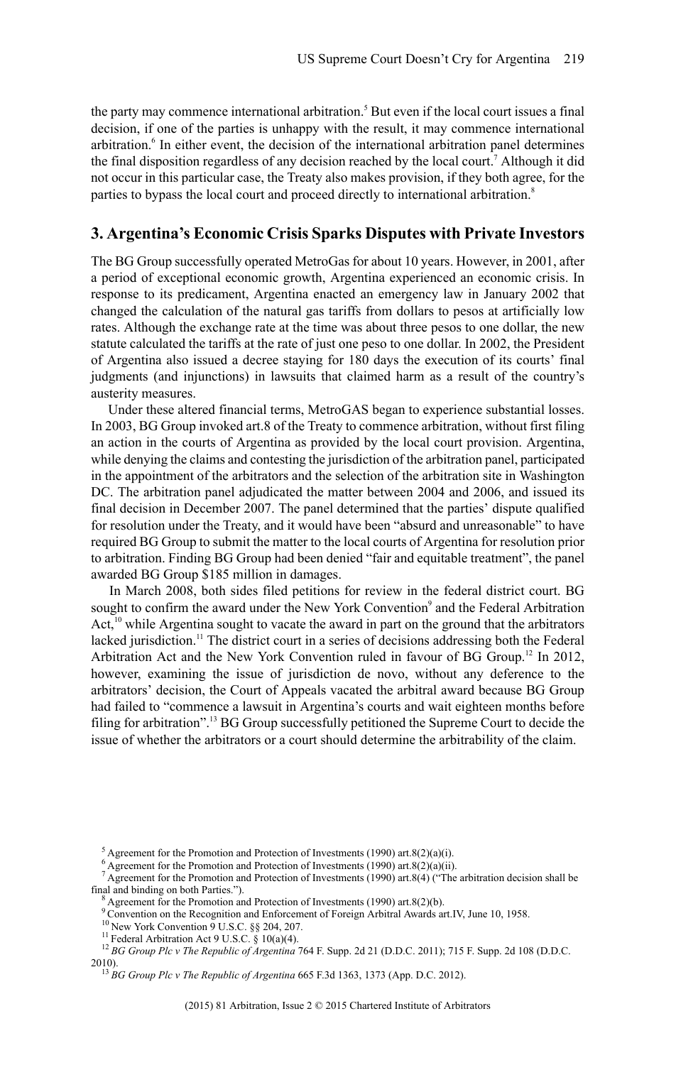the party may commence international arbitration.[5] But even if the local court issues a final decision, if one of the parties is unhappy with the result, it may commence international arbitration.[6] In either event, the decision of the international arbitration panel determines the final disposition regardless of any decision reached by the local court.[7] Although it did not occur in this particular case, the Treaty also makes provision, if they both agree, for the parties to bypass the local court and proceed directly to international arbitration.[8]

## 3. Argentina's Economic Crisis Sparks Disputes with Private Investors

The BG Group successfully operated MetroGas for about 10 years. However, in 2001, after a period of exceptional economic growth, Argentina experienced an economic crisis. In response to its predicament, Argentina enacted an emergency law in January 2002 that changed the calculation of the natural gas tariffs from dollars to pesos at artificially low rates. Although the exchange rate at the time was about three pesos to one dollar, the new statute calculated the tariffs at the rate of just one peso to one dollar. In 2002, the President of Argentina also issued a decree staying for 180 days the execution of its courts' final judgments (and injunctions) in lawsuits that claimed harm as a result of the country's austerity measures.

Under these altered financial terms, MetroGAS began to experience substantial losses. In 2003, BG Group invoked art.8 of the Treaty to commence arbitration, without first filing an action in the courts of Argentina as provided by the local court provision. Argentina, while denying the claims and contesting the jurisdiction of the arbitration panel, participated in the appointment of the arbitrators and the selection of the arbitration site in Washington DC. The arbitration panel adjudicated the matter between 2004 and 2006, and issued its final decision in December 2007. The panel determined that the parties' dispute qualified for resolution under the Treaty, and it would have been "absurd and unreasonable" to have required BG Group to submit the matter to the local courts of Argentina for resolution prior to arbitration. Finding BG Group had been denied "fair and equitable treatment", the panel awarded BG Group $185 million in damages.

In March 2008, both sides filed petitions for review in the federal district court. BG sought to confirm the award under the New York Convention[9] and the Federal Arbitration Act,[10] while Argentina sought to vacate the award in part on the ground that the arbitrators lacked jurisdiction.[11] The district court in a series of decisions addressing both the Federal Arbitration Act and the New York Convention ruled in favour of BG Group.[12] In 2012, however, examining the issue of jurisdiction de novo, without any deference to the arbitrators' decision, the Court of Appeals vacated the arbitral award because BG Group had failed to "commence a lawsuit in Argentina's courts and wait eighteen months before filing for arbitration".[13] BG Group successfully petitioned the Supreme Court to decide the issue of whether the arbitrators or a court should determine the arbitrability of the claim.

---

[5] Agreement for the Promotion and Protection of Investments (1990) art.8(2)(a)(i).

[6] Agreement for the Promotion and Protection of Investments (1990) art.8(2)(a)(ii).

[7] Agreement for the Promotion and Protection of Investments (1990) art.8(4) ("The arbitration decision shall be final and binding on both Parties.").

[8] Agreement for the Promotion and Protection of Investments (1990) art.8(2)(b).

[9] Convention on the Recognition and Enforcement of Foreign Arbitral Awards art.IV, June 10, 1958.

[10] New York Convention 9 U.S.C. §§ 204, 207.

[11] Federal Arbitration Act 9 U.S.C. § 10(a)(4).

[12] *BG Group Plc v The Republic of Argentina* 764 F. Supp. 2d 21 (D.D.C. 2011); 715 F. Supp. 2d 108 (D.D.C. 2010).

[13] *BG Group Plc v The Republic of Argentina* 665 F.3d 1363, 1373 (App. D.C. 2012).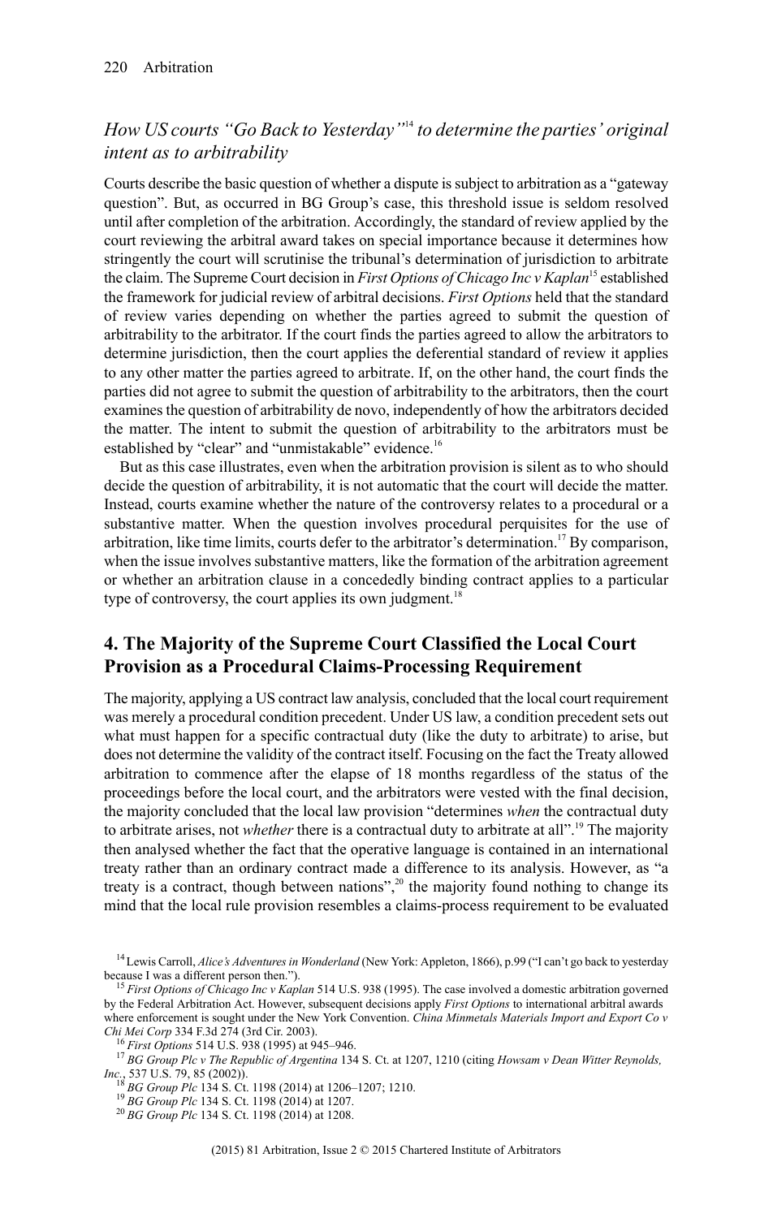### *How US courts "Go Back to Yesterday"*[14] *to determine the parties' original intent as to arbitrability*

Courts describe the basic question of whether a dispute is subject to arbitration as a "gateway question". But, as occurred in BG Group's case, this threshold issue is seldom resolved until after completion of the arbitration. Accordingly, the standard of review applied by the court reviewing the arbitral award takes on special importance because it determines how stringently the court will scrutinise the tribunal's determination of jurisdiction to arbitrate the claim. The Supreme Court decision in *First Options of Chicago Inc v Kaplan*[15] established the framework for judicial review of arbitral decisions. *First Options* held that the standard of review varies depending on whether the parties agreed to submit the question of arbitrability to the arbitrator. If the court finds the parties agreed to allow the arbitrators to determine jurisdiction, then the court applies the deferential standard of review it applies to any other matter the parties agreed to arbitrate. If, on the other hand, the court finds the parties did not agree to submit the question of arbitrability to the arbitrators, then the court examines the question of arbitrability de novo, independently of how the arbitrators decided the matter. The intent to submit the question of arbitrability to the arbitrators must be established by "clear" and "unmistakable" evidence.[16]

But as this case illustrates, even when the arbitration provision is silent as to who should decide the question of arbitrability, it is not automatic that the court will decide the matter. Instead, courts examine whether the nature of the controversy relates to a procedural or a substantive matter. When the question involves procedural perquisites for the use of arbitration, like time limits, courts defer to the arbitrator's determination.[17] By comparison, when the issue involves substantive matters, like the formation of the arbitration agreement or whether an arbitration clause in a concededly binding contract applies to a particular type of controversy, the court applies its own judgment.[18]

## 4. The Majority of the Supreme Court Classified the Local Court Provision as a Procedural Claims-Processing Requirement

The majority, applying a US contract law analysis, concluded that the local court requirement was merely a procedural condition precedent. Under US law, a condition precedent sets out what must happen for a specific contractual duty (like the duty to arbitrate) to arise, but does not determine the validity of the contract itself. Focusing on the fact the Treaty allowed arbitration to commence after the elapse of 18 months regardless of the status of the proceedings before the local court, and the arbitrators were vested with the final decision, the majority concluded that the local law provision "determines *when* the contractual duty to arbitrate arises, not *whether* there is a contractual duty to arbitrate at all".[19] The majority then analysed whether the fact that the operative language is contained in an international treaty rather than an ordinary contract made a difference to its analysis. However, as "a treaty is a contract, though between nations",[20] the majority found nothing to change its mind that the local rule provision resembles a claims-process requirement to be evaluated

[14] Lewis Carroll, *Alice's Adventures in Wonderland* (New York: Appleton, 1866), p.99 ("I can't go back to yesterday because I was a different person then.").

[15] *First Options of Chicago Inc v Kaplan* 514 U.S. 938 (1995). The case involved a domestic arbitration governed by the Federal Arbitration Act. However, subsequent decisions apply *First Options* to international arbitral awards where enforcement is sought under the New York Convention. *China Minmetals Materials Import and Export Co v Chi Mei Corp* 334 F.3d 274 (3rd Cir. 2003).

[16] *First Options* 514 U.S. 938 (1995) at 945–946.

[17] *BG Group Plc v The Republic of Argentina* 134 S. Ct. at 1207, 1210 (citing *Howsam v Dean Witter Reynolds, Inc.*, 537 U.S. 79, 85 (2002)).

[18] *BG Group Plc* 134 S. Ct. 1198 (2014) at 1206–1207; 1210.

[19] *BG Group Plc* 134 S. Ct. 1198 (2014) at 1207.

[20] *BG Group Plc* 134 S. Ct. 1198 (2014) at 1208.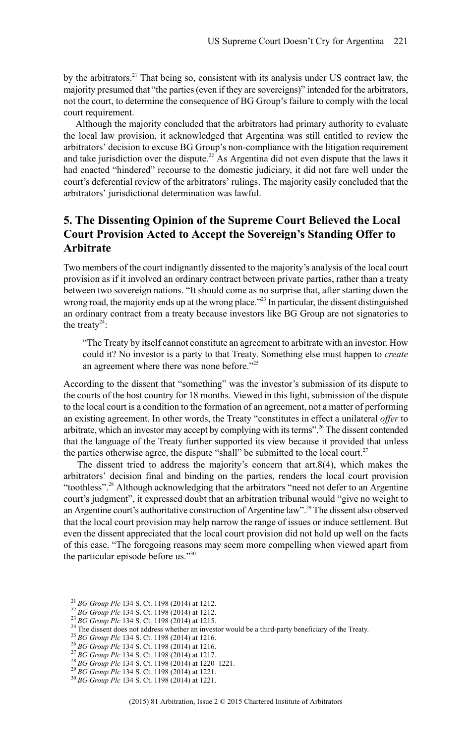by the arbitrators.[21] That being so, consistent with its analysis under US contract law, the majority presumed that "the parties (even if they are sovereigns)" intended for the arbitrators, not the court, to determine the consequence of BG Group's failure to comply with the local court requirement.

Although the majority concluded that the arbitrators had primary authority to evaluate the local law provision, it acknowledged that Argentina was still entitled to review the arbitrators' decision to excuse BG Group's non-compliance with the litigation requirement and take jurisdiction over the dispute.[22] As Argentina did not even dispute that the laws it had enacted "hindered" recourse to the domestic judiciary, it did not fare well under the court's deferential review of the arbitrators' rulings. The majority easily concluded that the arbitrators' jurisdictional determination was lawful.

## 5. The Dissenting Opinion of the Supreme Court Believed the Local Court Provision Acted to Accept the Sovereign's Standing Offer to Arbitrate

Two members of the court indignantly dissented to the majority's analysis of the local court provision as if it involved an ordinary contract between private parties, rather than a treaty between two sovereign nations. "It should come as no surprise that, after starting down the wrong road, the majority ends up at the wrong place."[23] In particular, the dissent distinguished an ordinary contract from a treaty because investors like BG Group are not signatories to the treaty[24]:

> "The Treaty by itself cannot constitute an agreement to arbitrate with an investor. How could it? No investor is a party to that Treaty. Something else must happen to *create* an agreement where there was none before."[25]

According to the dissent that "something" was the investor's submission of its dispute to the courts of the host country for 18 months. Viewed in this light, submission of the dispute to the local court is a condition to the formation of an agreement, not a matter of performing an existing agreement. In other words, the Treaty "constitutes in effect a unilateral *offer* to arbitrate, which an investor may accept by complying with its terms".[26] The dissent contended that the language of the Treaty further supported its view because it provided that unless the parties otherwise agree, the dispute "shall" be submitted to the local court.[27]

The dissent tried to address the majority's concern that art.8(4), which makes the arbitrators' decision final and binding on the parties, renders the local court provision "toothless".[28] Although acknowledging that the arbitrators "need not defer to an Argentine court's judgment", it expressed doubt that an arbitration tribunal would "give no weight to an Argentine court's authoritative construction of Argentine law".[29] The dissent also observed that the local court provision may help narrow the range of issues or induce settlement. But even the dissent appreciated that the local court provision did not hold up well on the facts of this case. "The foregoing reasons may seem more compelling when viewed apart from the particular episode before us."[30]

---

[21] *BG Group Plc* 134 S. Ct. 1198 (2014) at 1212.
[22] *BG Group Plc* 134 S. Ct. 1198 (2014) at 1212.
[23] *BG Group Plc* 134 S. Ct. 1198 (2014) at 1215.
[24] The dissent does not address whether an investor would be a third-party beneficiary of the Treaty.
[25] *BG Group Plc* 134 S. Ct. 1198 (2014) at 1216.
[26] *BG Group Plc* 134 S. Ct. 1198 (2014) at 1216.
[27] *BG Group Plc* 134 S. Ct. 1198 (2014) at 1217.
[28] *BG Group Plc* 134 S. Ct. 1198 (2014) at 1220–1221.
[29] *BG Group Plc* 134 S. Ct. 1198 (2014) at 1221.
[30] *BG Group Plc* 134 S. Ct. 1198 (2014) at 1221.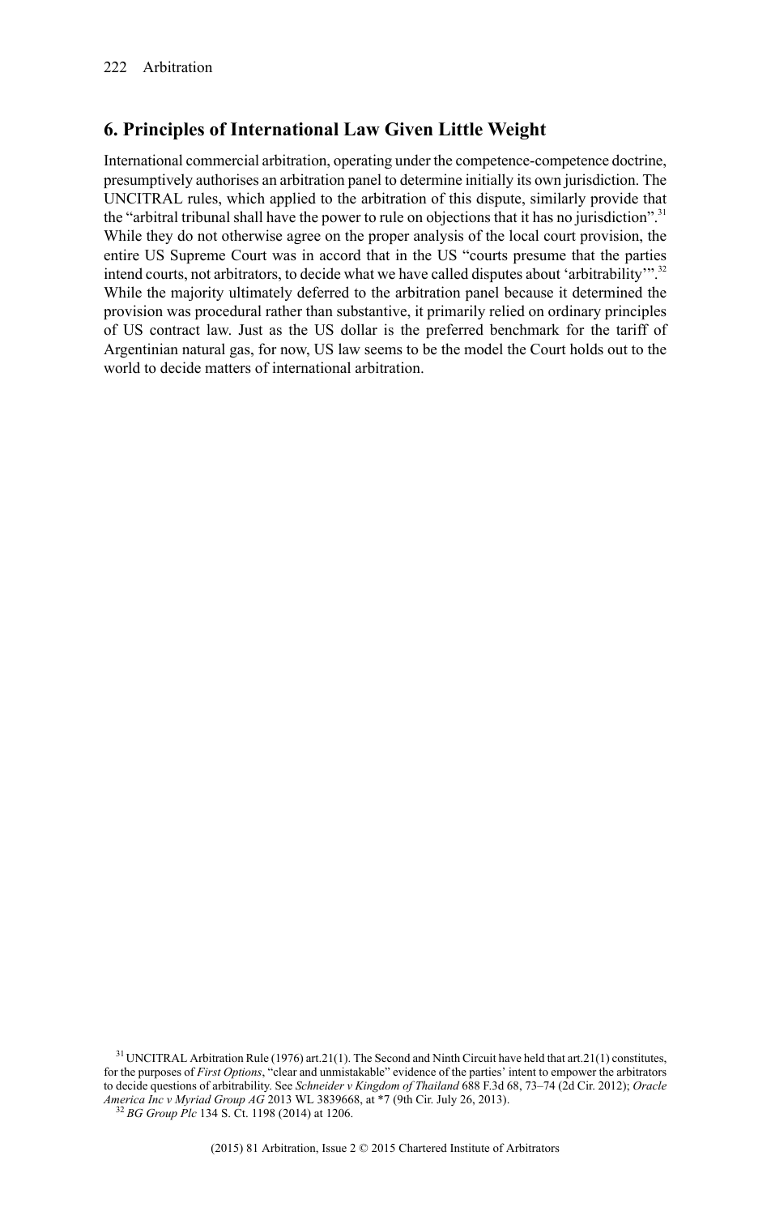## 6. Principles of International Law Given Little Weight

International commercial arbitration, operating under the competence-competence doctrine, presumptively authorises an arbitration panel to determine initially its own jurisdiction. The UNCITRAL rules, which applied to the arbitration of this dispute, similarly provide that the "arbitral tribunal shall have the power to rule on objections that it has no jurisdiction".[31] While they do not otherwise agree on the proper analysis of the local court provision, the entire US Supreme Court was in accord that in the US "courts presume that the parties intend courts, not arbitrators, to decide what we have called disputes about 'arbitrability'".[32] While the majority ultimately deferred to the arbitration panel because it determined the provision was procedural rather than substantive, it primarily relied on ordinary principles of US contract law. Just as the US dollar is the preferred benchmark for the tariff of Argentinian natural gas, for now, US law seems to be the model the Court holds out to the world to decide matters of international arbitration.

---

[31] UNCITRAL Arbitration Rule (1976) art.21(1). The Second and Ninth Circuit have held that art.21(1) constitutes, for the purposes of *First Options*, "clear and unmistakable" evidence of the parties' intent to empower the arbitrators to decide questions of arbitrability. See *Schneider v Kingdom of Thailand* 688 F.3d 68, 73–74 (2d Cir. 2012); *Oracle America Inc v Myriad Group AG* 2013 WL 3839668, at *7 (9th Cir. July 26, 2013).

[32] *BG Group Plc* 134 S. Ct. 1198 (2014) at 1206.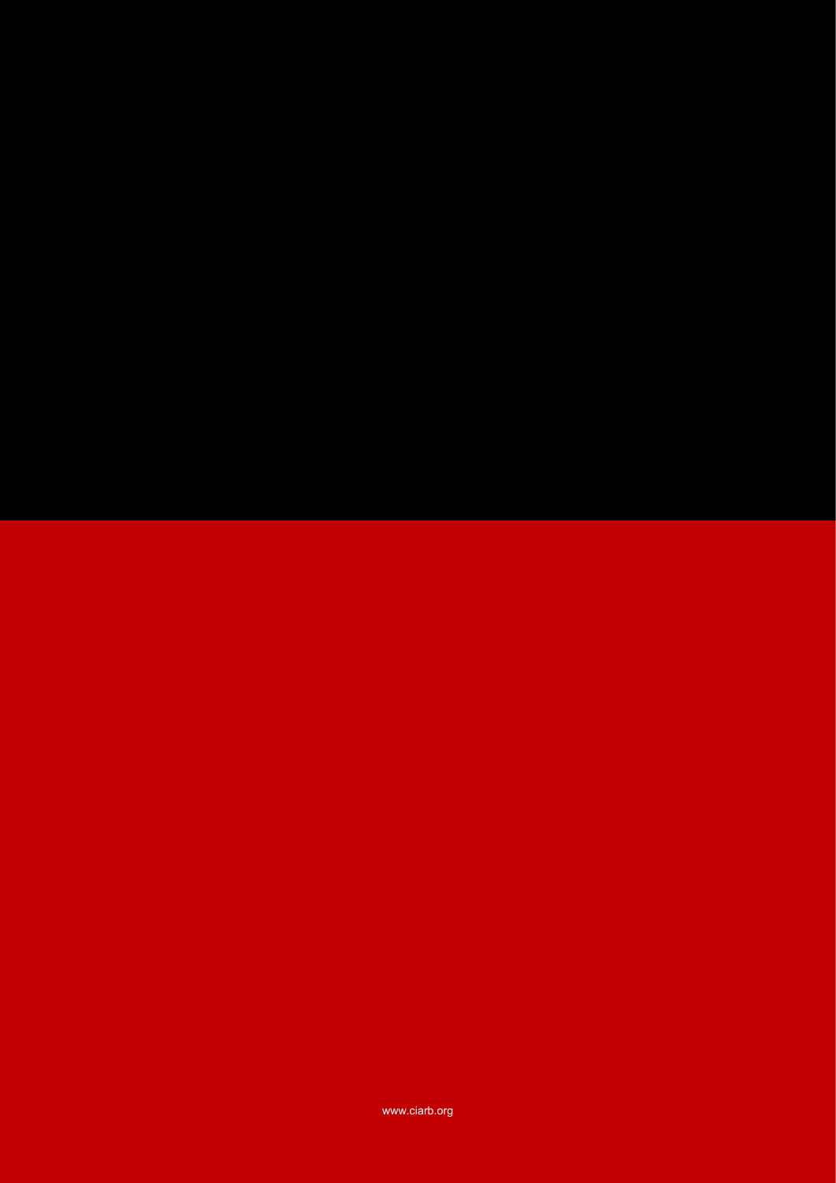www.ciarb.org